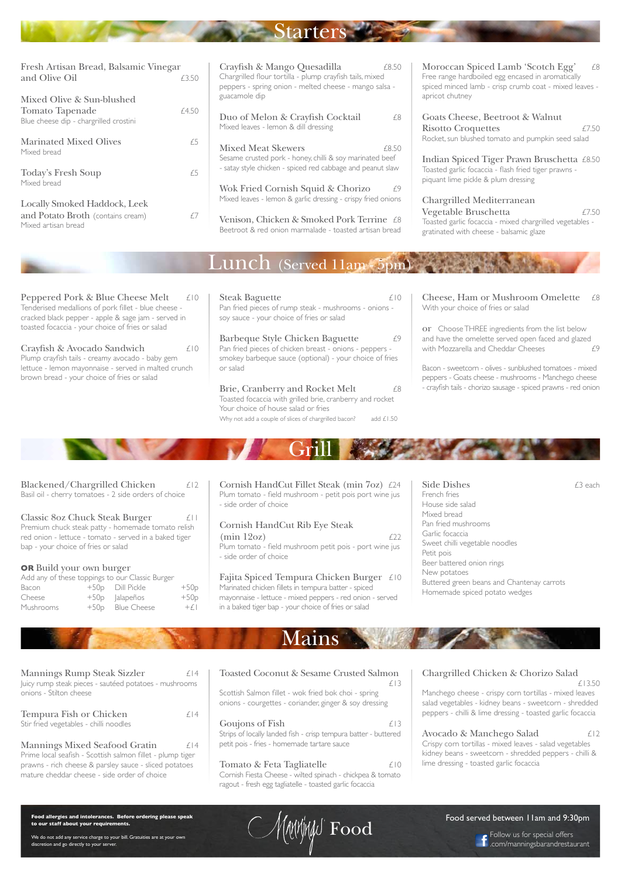# Starters

**Fresh Artisan Bread, Balsamic Vinegar and Olive Oil** £3.50

**Mixed Olive & Sun-blushed Tomato Tapenade** £4.50
Blue cheese dip - chargrilled crostini

**Marinated Mixed Olives** £5
Mixed bread

**Today's Fresh Soup** £5
Mixed bread

**Locally Smoked Haddock, Leek and Potato Broth** (contains cream) £7
Mixed artisan bread

**Crayfish & Mango Quesadilla** £8.50
Chargrilled flour tortilla - plump crayfish tails, mixed peppers - spring onion - melted cheese - mango salsa - guacamole dip

**Duo of Melon & Crayfish Cocktail** £8
Mixed leaves - lemon & dill dressing

**Mixed Meat Skewers** £8.50
Sesame crusted pork - honey, chilli & soy marinated beef - satay style chicken - spiced red cabbage and peanut slaw

**Wok Fried Cornish Squid & Chorizo** £9
Mixed leaves - lemon & garlic dressing - crispy fried onions

**Venison, Chicken & Smoked Pork Terrine** £8
Beetroot & red onion marmalade - toasted artisan bread

**Moroccan Spiced Lamb 'Scotch Egg'** £8
Free range hardboiled egg encased in aromatically spiced minced lamb - crisp crumb coat - mixed leaves - apricot chutney

**Goats Cheese, Beetroot & Walnut Risotto Croquettes** £7.50
Rocket, sun blushed tomato and pumpkin seed salad

**Indian Spiced Tiger Prawn Bruschetta** £8.50
Toasted garlic focaccia - flash fried tiger prawns - piquant lime pickle & plum dressing

**Chargrilled Mediterranean Vegetable Bruschetta** £7.50
Toasted garlic focaccia - mixed chargrilled vegetables - gratinated with cheese - balsamic glaze

# Lunch (Served 11am - 5pm)

**Peppered Pork & Blue Cheese Melt** £10
Tenderised medallions of pork fillet - blue cheese - cracked black pepper - apple & sage jam - served in toasted focaccia - your choice of fries or salad

**Crayfish & Avocado Sandwich** £10
Plump crayfish tails - creamy avocado - baby gem lettuce - lemon mayonnaise - served in malted crunch brown bread - your choice of fries or salad

**Steak Baguette** £10
Pan fried pieces of rump steak - mushrooms - onions - soy sauce - your choice of fries or salad

**Barbeque Style Chicken Baguette** £9
Pan fried pieces of chicken breast - onions - peppers - smokey barbeque sauce (optional) - your choice of fries or salad

**Brie, Cranberry and Rocket Melt** £8
Toasted focaccia with grilled brie, cranberry and rocket
Your choice of house salad or fries
Why not add a couple of slices of chargrilled bacon? add £1.50

**Cheese, Ham or Mushroom Omelette** £8
With your choice of fries or salad

or Choose THREE ingredients from the list below and have the omelette served open faced and glazed with Mozzarella and Cheddar Cheeses £9

Bacon - sweetcorn - olives - sunblushed tomatoes - mixed peppers - Goats cheese - mushrooms - Manchego cheese - crayfish tails - chorizo sausage - spiced prawns - red onion

# Grill

**Blackened/Chargrilled Chicken** £12
Basil oil - cherry tomatoes - 2 side orders of choice

**Classic 8oz Chuck Steak Burger** £11
Premium chuck steak patty - homemade tomato relish red onion - lettuce - tomato - served in a baked tiger bap - your choice of fries or salad

**OR Build your own burger**
Add any of these toppings to our Classic Burger

| | | | |
|---|---|---|---|
| Bacon | +50p | Dill Pickle | +50p |
| Cheese | +50p | Jalapeños | +50p |
| Mushrooms | +50p | Blue Cheese | +£1 |

**Cornish HandCut Fillet Steak (min 7oz)** £24
Plum tomato - field mushroom - petit pois port wine jus - side order of choice

**Cornish HandCut Rib Eye Steak (min 12oz)** £22
Plum tomato - field mushroom petit pois - port wine jus - side order of choice

**Fajita Spiced Tempura Chicken Burger** £10
Marinated chicken fillets in tempura batter - spiced mayonnaise - lettuce - mixed peppers - red onion - served in a baked tiger bap - your choice of fries or salad

**Side Dishes** £3 each
French fries
House side salad
Mixed bread
Pan fried mushrooms
Garlic focaccia
Sweet chilli vegetable noodles
Petit pois
Beer battered onion rings
New potatoes
Buttered green beans and Chantenay carrots
Homemade spiced potato wedges

# Mains

**Mannings Rump Steak Sizzler** £14
Juicy rump steak pieces - sautéed potatoes - mushrooms onions - Stilton cheese

**Tempura Fish or Chicken** £14
Stir fried vegetables - chilli noodles

**Mannings Mixed Seafood Gratin** £14
Prime local seafish - Scottish salmon fillet - plump tiger prawns - rich cheese & parsley sauce - sliced potatoes mature cheddar cheese - side order of choice

**Toasted Coconut & Sesame Crusted Salmon** £13
Scottish Salmon fillet - wok fried bok choi - spring onions - courgettes - coriander, ginger & soy dressing

**Goujons of Fish** £13
Strips of locally landed fish - crisp tempura batter - buttered petit pois - fries - homemade tartare sauce

**Tomato & Feta Tagliatelle** £10
Cornish Fiesta Cheese - wilted spinach - chickpea & tomato ragout - fresh egg tagliatelle - toasted garlic focaccia

**Chargrilled Chicken & Chorizo Salad** £13.50
Manchego cheese - crispy corn tortillas - mixed leaves salad vegetables - kidney beans - sweetcorn - shredded peppers - chilli & lime dressing - toasted garlic focaccia

**Avocado & Manchego Salad** £12
Crispy corn tortillas - mixed leaves - salad vegetables kidney beans - sweetcorn - shredded peppers - chilli & lime dressing - toasted garlic focaccia

**Food allergies and intolerances. Before ordering please speak to our staff about your requirements.**

We do not add any service charge to your bill. Gratuities are at your own discretion and go directly to your server.

Mannings Food

Food served between 11am and 9:30pm

Follow us for special offers
.com/manningsbarandrestaurant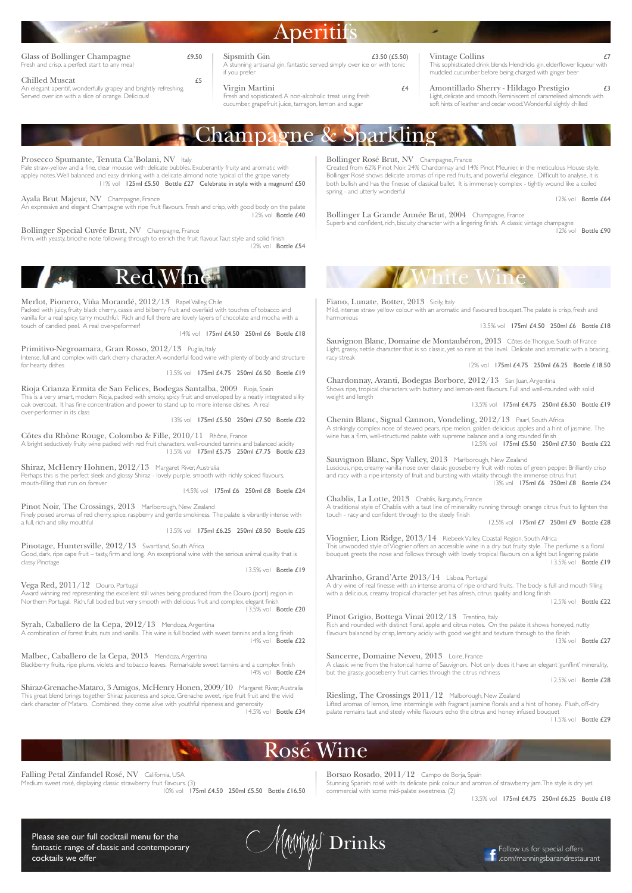# Aperitifs

**Glass of Bollinger Champagne** £9.50
Fresh and crisp, a perfect start to any meal

**Chilled Muscat** £5
An elegant aperitif, wonderfully grapey and brightly refreshing. Served over ice with a slice of orange. Delicious!

**Sipsmith Gin** £3.50 (£5.50)
A stunning artisanal gin, fantastic served simply over ice or with tonic if you prefer

**Virgin Martini** £4
Fresh and sopisticated. A non-alcoholic treat using fresh cucumber, grapefruit juice, tarragon, lemon and sugar

**Vintage Collins** £7
This sophisticated drink blends Hendricks gin, elderflower liqueur with muddled cucumber before being charged with ginger beer

**Amontillado Sherry - Hildago Prestigio** £3
Light, delicate and smooth. Reminiscent of caramelised almonds with soft hints of leather and cedar wood. Wonderful slightly chilled

# Champagne & Sparkling

**Prosecco Spumante, Tenuta Ca'Bolani, NV** Italy
Pale straw-yellow and a fine, clear mousse with delicate bubbles. Exuberantly fruity and aromatic with appley notes. Well balanced and easy drinking with a delicate almond note typical of the grape variety
11% vol 125ml £5.50 Bottle £27 Celebrate in style with a magnum! £50

**Ayala Brut Majeur, NV** Champagne, France
An expressive and elegant Champagne with ripe fruit flavours. Fresh and crisp, with good body on the palate
12% vol Bottle £40

**Bollinger Special Cuvée Brut, NV** Champagne, France
Firm, with yeasty, brioche note following through to enrich the fruit flavour. Taut style and solid finish
12% vol Bottle £54

**Bollinger Rosé Brut, NV** Champagne, France
Created from 62% Pinot Noir, 24% Chardonnay and 14% Pinot Meunier, in the meticulous House style, Bollinger Rosé shows delicate aromas of ripe red fruits, and powerful elegance. Difficult to analyse, it is both bullish and has the finesse of classical ballet. It is immensely complex - tightly wound like a coiled spring - and utterly wonderful
12% vol Bottle £64

**Bollinger La Grande Année Brut, 2004** Champagne, France
Superb and confident, rich, biscuity character with a lingering finish. A classic vintage champagne
12% vol Bottle £90

# Red Wine

**Merlot, Pionero, Viña Morandé, 2012/13** Rapel Valley, Chile
Packed with juicy, fruity black cherry, cassis and bilberry fruit and overlaid with touches of tobacco and vanilla for a real spicy, tarry mouthful. Rich and full there are lovely layers of chocolate and mocha with a touch of candied peel. A real over-peformer!
14% vol 175ml £4.50 250ml £6 Bottle £18

**Primitivo-Negroamara, Gran Rosso, 2012/13** Puglia, Italy
Intense, full and complex with dark cherry character. A wonderful food wine with plenty of body and structure for hearty dishes
13.5% vol 175ml £4.75 250ml £6.50 Bottle £19

**Rioja Crianza Ermita de San Felices, Bodegas Santalba, 2009** Rioja, Spain
This is a very smart, modern Rioja, packed with smoky, spicy fruit and enveloped by a neatly integrated silky oak overcoat. It has fine concentration and power to stand up to more intense dishes. A real over-performer in its class
13% vol 175ml £5.50 250ml £7.50 Bottle £22

**Côtes du Rhône Rouge, Colombo & Fille, 2010/11** Rhône, France
A bright seductively fruity wine packed with red fruit characters, well-rounded tannins and balanced acidity
13.5% vol 175ml £5.75 250ml £7.75 Bottle £23

**Shiraz, McHenry Hohnen, 2012/13** Margaret River, Australia
Perhaps this is the perfect sleek and glossy Shiraz - lovely purple, smooth with richly spiced flavours, mouth-filling that run on forever
14.5% vol 175ml £6 250ml £8 Bottle £24

**Pinot Noir, The Crossings, 2013** Marlborough, New Zealand
Finely poised aromas of red cherry, spice, raspberry and gentle smokiness. The palate is vibrantly intense with a full, rich and silky mouthful
13.5% vol 175ml £6.25 250ml £8.50 Bottle £25

**Pinotage, Huntersville, 2012/13** Swartland, South Africa
Good, dark, ripe cape fruit – tasty, firm and long. An exceptional wine with the serious animal quality that is classy Pinotage
13.5% vol Bottle £19

**Vega Red, 2011/12** Douro, Portugal
Award winning red representing the excellent still wines being produced from the Douro (port) region in Northern Portugal. Rich, full bodied but very smooth with delicious fruit and complex, elegant finish
13.5% vol Bottle £20

**Syrah, Caballero de la Cepa, 2012/13** Mendoza, Argentina
A combination of forest fruits, nuts and vanilla. This wine is full bodied with sweet tannins and a long finish
14% vol Bottle £22

**Malbec, Caballero de la Cepa, 2013** Mendoza, Argentina
Blackberry fruits, ripe plums, violets and tobacco leaves. Remarkable sweet tannins and a complex finish
14% vol Bottle £24

**Shiraz-Grenache-Mataro, 3 Amigos, McHenry Honen, 2009/10** Margaret River, Australia
This great blend brings together Shiraz juiceness and spice, Grenache sweet, ripe fruit fruit and the vivid dark character of Mataro. Combined, they come alive with youthful ripeness and generosity
14.5% vol Bottle £34

# White Wine

**Fiano, Lunate, Botter, 2013** Sicily, Italy
Mild, intense straw yellow colour with an aromatic and flavoured bouquet. The palate is crisp, fresh and harmonious
13.5% vol 175ml £4.50 250ml £6 Bottle £18

**Sauvignon Blanc, Domaine de Montaubéron, 2013** Côtes de Thongue, South of France
Light, grassy, nettle character that is so classic, yet so rare at this level. Delicate and aromatic with a bracing, racy streak
12% vol 175ml £4.75 250ml £6.25 Bottle £18.50

**Chardonnay, Avanti, Bodegas Borbore, 2012/13** San Juan, Argentina
Shows ripe, tropical characters with buttery and lemon-zest flavours. Full and well-rounded with solid weight and length
13.5% vol 175ml £4.75 250ml £6.50 Bottle £19

**Chenin Blanc, Signal Cannon, Vondeling, 2012/13** Paarl, South Africa
A strikingly complex nose of stewed pears, ripe melon, golden delicious apples and a hint of jasmine. The wine has a firm, well-structured palate with supreme balance and a long rounded finish
12.5% vol 175ml £5.50 250ml £7.50 Bottle £22

**Sauvignon Blanc, Spy Valley, 2013** Marlborough, New Zealand
Luscious, ripe, creamy vanilla nose over classic gooseberry fruit with notes of green pepper. Brilliantly crisp and racy with a ripe intensity of fruit and bursting with vitality through the immense citrus fruit
13% vol 175ml £6 250ml £8 Bottle £24

**Chablis, La Lotte, 2013** Chablis, Burgundy, France
A traditional style of Chablis with a taut line of minerality running through orange citrus fruit to lighten the touch - racy and confident through to the steely finish
12.5% vol 175ml £7 250ml £9 Bottle £28

**Viognier, Lion Ridge, 2013/14** Riebeek Valley, Coastal Region, South Africa
This unwooded style of Viognier offers an accessible wine in a dry but fruity style. The perfume is a floral bouquet greets the nose and follows through with lovely tropical flavours on a light but lingering palate
13.5% vol Bottle £19

**Alvarinho, Grand'Arte 2013/14** Lisboa, Portugal
A dry wine of real finesse with an intense aroma of ripe orchard fruits. The body is full and mouth filling with a delicious, creamy tropical character yet has afresh, citrus quality and long finish
12.5% vol Bottle £22

**Pinot Grigio, Bottega Vinai 2012/13** Trentino, Italy
Rich and rounded with distinct floral, apple and citrus notes. On the palate it shows honeyed, nutty flavours balanced by crisp, lemony acidiy with good weight and texture through to the finish
13% vol Bottle £27

**Sancerre, Domaine Neveu, 2013** Loire, France
A classic wine from the historical home of Sauvignon. Not only does it have an elegant 'gunflint' minerality, but the grassy, gooseberry fruit carries through the citrus richness
12.5% vol Bottle £28

**Riesling, The Crossings 2011/12** Malborough, New Zealand
Lifted aromas of lemon, lime intermingle with fragrant jasmine florals and a hint of honey. Plush, off-dry palate remains taut and steely while flavours echo the citrus and honey infused bouquet
11.5% vol Bottle £29

# Rosé Wine

**Falling Petal Zinfandel Rosé, NV** California, USA
Medium sweet rosé, displaying classic strawberry fruit flavours. (3)
10% vol 175ml £4.50 250ml £5.50 Bottle £16.50

**Borsao Rosado, 2011/12** Campo de Borja, Spain
Stunning Spanish rosé with its delicate pink colour and aromas of strawberry jam. The style is dry yet commercial with some mid-palate sweetness. (2)
13.5% vol 175ml £4.75 250ml £6.25 Bottle £18

Please see our full cocktail menu for the fantastic range of classic and contemporary cocktails we offer

Mannings Drinks

Follow us for special offers .com/manningsbarandrestaurant